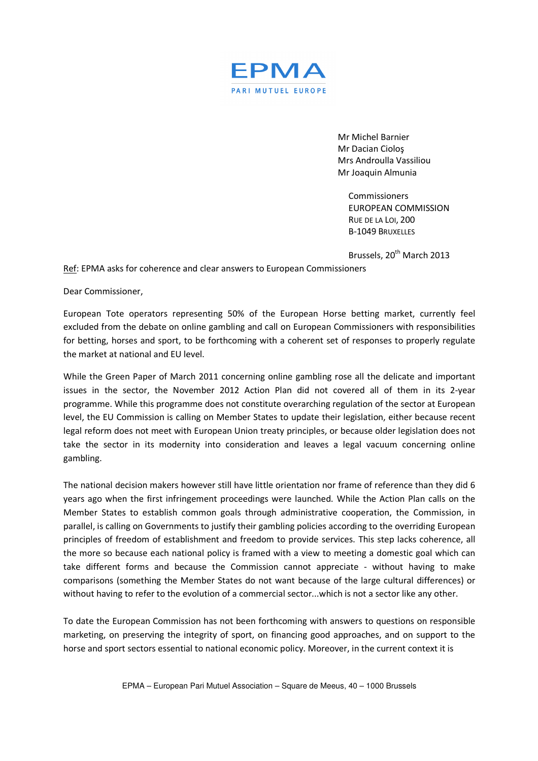EPMA

PARI MUTUEL EUROPE

Mr Michel Barnier
Mr Dacian Cioloş
Mrs Androulla Vassiliou
Mr Joaquin Almunia

Commissioners
EUROPEAN COMMISSION
RUE DE LA LOI, 200
B-1049 BRUXELLES

Brussels, 20th March 2013

Ref: EPMA asks for coherence and clear answers to European Commissioners

Dear Commissioner,

European Tote operators representing 50% of the European Horse betting market, currently feel excluded from the debate on online gambling and call on European Commissioners with responsibilities for betting, horses and sport, to be forthcoming with a coherent set of responses to properly regulate the market at national and EU level.

While the Green Paper of March 2011 concerning online gambling rose all the delicate and important issues in the sector, the November 2012 Action Plan did not covered all of them in its 2-year programme. While this programme does not constitute overarching regulation of the sector at European level, the EU Commission is calling on Member States to update their legislation, either because recent legal reform does not meet with European Union treaty principles, or because older legislation does not take the sector in its modernity into consideration and leaves a legal vacuum concerning online gambling.

The national decision makers however still have little orientation nor frame of reference than they did 6 years ago when the first infringement proceedings were launched. While the Action Plan calls on the Member States to establish common goals through administrative cooperation, the Commission, in parallel, is calling on Governments to justify their gambling policies according to the overriding European principles of freedom of establishment and freedom to provide services. This step lacks coherence, all the more so because each national policy is framed with a view to meeting a domestic goal which can take different forms and because the Commission cannot appreciate - without having to make comparisons (something the Member States do not want because of the large cultural differences) or without having to refer to the evolution of a commercial sector...which is not a sector like any other.

To date the European Commission has not been forthcoming with answers to questions on responsible marketing, on preserving the integrity of sport, on financing good approaches, and on support to the horse and sport sectors essential to national economic policy. Moreover, in the current context it is

EPMA – European Pari Mutuel Association – Square de Meeus, 40 – 1000 Brussels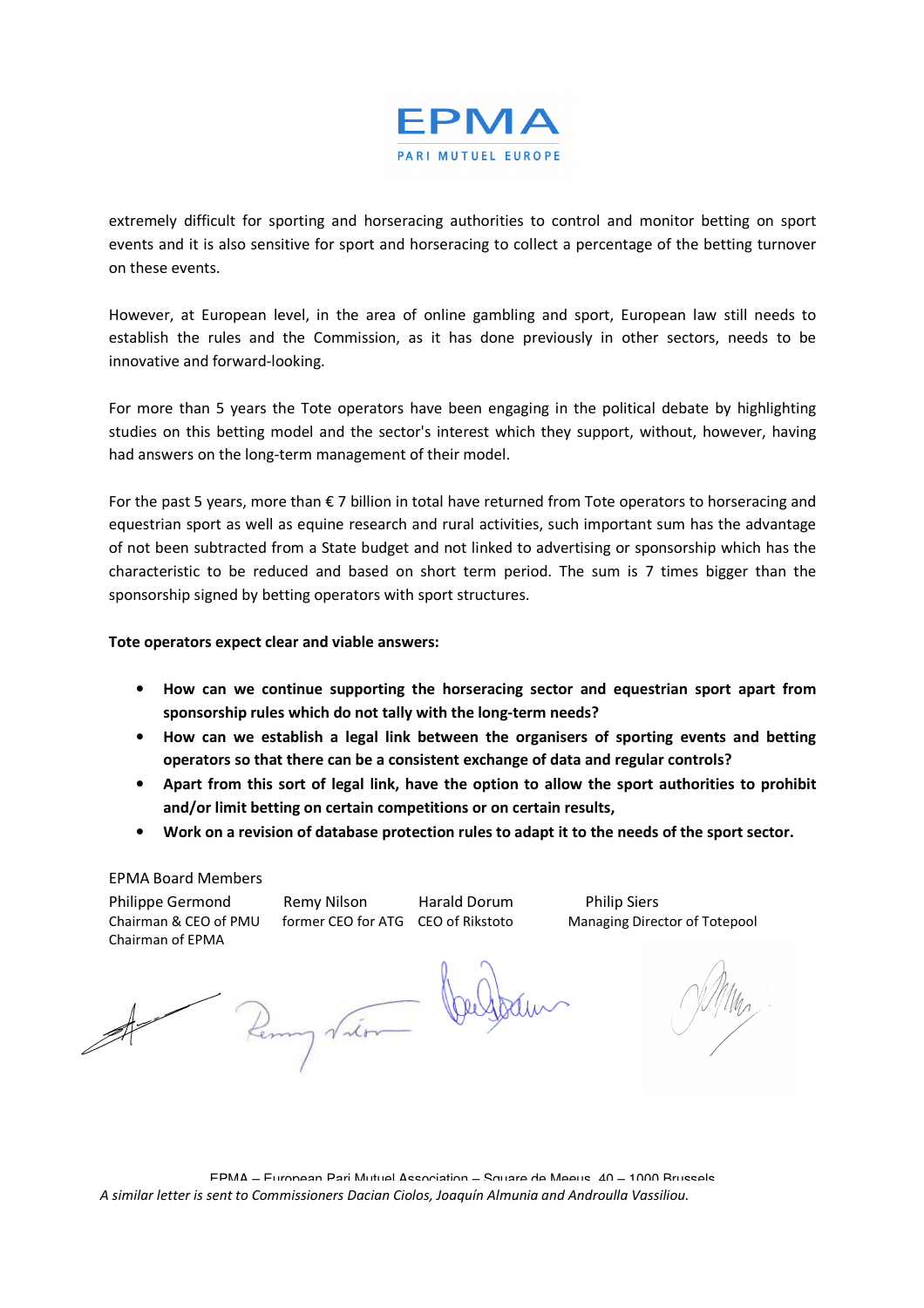extremely difficult for sporting and horseracing authorities to control and monitor betting on sport events and it is also sensitive for sport and horseracing to collect a percentage of the betting turnover on these events.

However, at European level, in the area of online gambling and sport, European law still needs to establish the rules and the Commission, as it has done previously in other sectors, needs to be innovative and forward-looking.

For more than 5 years the Tote operators have been engaging in the political debate by highlighting studies on this betting model and the sector's interest which they support, without, however, having had answers on the long-term management of their model.

For the past 5 years, more than € 7 billion in total have returned from Tote operators to horseracing and equestrian sport as well as equine research and rural activities, such important sum has the advantage of not been subtracted from a State budget and not linked to advertising or sponsorship which has the characteristic to be reduced and based on short term period. The sum is 7 times bigger than the sponsorship signed by betting operators with sport structures.

**Tote operators expect clear and viable answers:**

- **How can we continue supporting the horseracing sector and equestrian sport apart from sponsorship rules which do not tally with the long-term needs?**
- **How can we establish a legal link between the organisers of sporting events and betting operators so that there can be a consistent exchange of data and regular controls?**
- **Apart from this sort of legal link, have the option to allow the sport authorities to prohibit and/or limit betting on certain competitions or on certain results,**
- **Work on a revision of database protection rules to adapt it to the needs of the sport sector.**

EPMA Board Members

| Philippe Germond | Remy Nilson | Harald Dorum | Philip Siers |
|---|---|---|---|
| Chairman & CEO of PMU<br>Chairman of EPMA | former CEO for ATG | CEO of Rikstoto | Managing Director of Totepool |

EPMA – European Pari Mutuel Association – Square de Meeus, 40 – 1000 Brussels

*A similar letter is sent to Commissioners Dacian Ciolos, Joaquín Almunia and Androulla Vassiliou.*